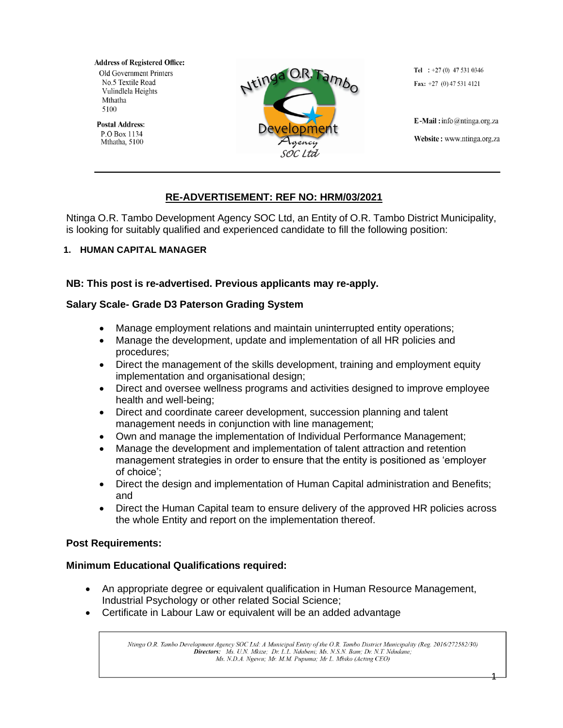**Address of Registered Office:**
Old Government Printers
No.5 Textile Road
Vulindlela Heights
Mthatha
5100

**Postal Address:**
P.O Box 1134
Mthatha, 5100

Ntinga O.R. Tambo Development Agency SOC Ltd

**Tel** : +27 (0) 47 531 0346
**Fax:** +27 (0) 47 531 4121

**E-Mail :** info@ntinga.org.za
**Website :** www.ntinga.org.za

---

## RE-ADVERTISEMENT: REF NO: HRM/03/2021

Ntinga O.R. Tambo Development Agency SOC Ltd, an Entity of O.R. Tambo District Municipality, is looking for suitably qualified and experienced candidate to fill the following position:

### 1. HUMAN CAPITAL MANAGER

**NB: This post is re-advertised. Previous applicants may re-apply.**

**Salary Scale- Grade D3 Paterson Grading System**

- Manage employment relations and maintain uninterrupted entity operations;
- Manage the development, update and implementation of all HR policies and procedures;
- Direct the management of the skills development, training and employment equity implementation and organisational design;
- Direct and oversee wellness programs and activities designed to improve employee health and well-being;
- Direct and coordinate career development, succession planning and talent management needs in conjunction with line management;
- Own and manage the implementation of Individual Performance Management;
- Manage the development and implementation of talent attraction and retention management strategies in order to ensure that the entity is positioned as 'employer of choice';
- Direct the design and implementation of Human Capital administration and Benefits; and
- Direct the Human Capital team to ensure delivery of the approved HR policies across the whole Entity and report on the implementation thereof.

**Post Requirements:**

**Minimum Educational Qualifications required:**

- An appropriate degree or equivalent qualification in Human Resource Management, Industrial Psychology or other related Social Science;
- Certificate in Labour Law or equivalent will be an added advantage

*Ntinga O.R. Tambo Development Agency SOC Ltd: A Municipal Entity of the O.R. Tambo District Municipality (Reg. 2016/272582/30)*
***Directors:*** *Ms. U.N. Mkize; Dr. L.L. Ndabeni; Ms. N.S.N. Bam; Dr. N.T. Ndudane;*
*Ms. N.D.A. Ngewu; Mr. M.M. Pupuma; Mr L. Mbiko (Acting CEO)*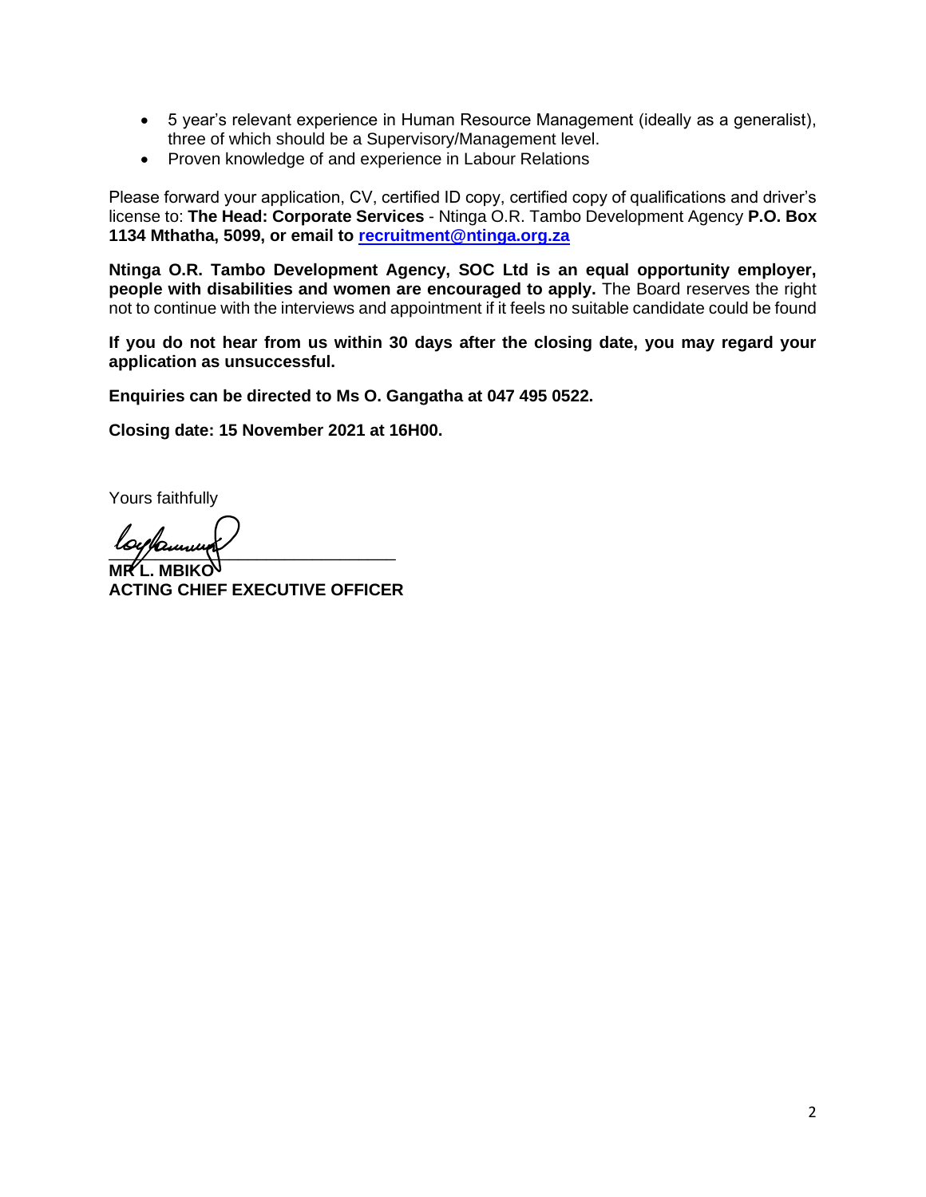- 5 year's relevant experience in Human Resource Management (ideally as a generalist), three of which should be a Supervisory/Management level.
- Proven knowledge of and experience in Labour Relations

Please forward your application, CV, certified ID copy, certified copy of qualifications and driver's license to: **The Head: Corporate Services** - Ntinga O.R. Tambo Development Agency **P.O. Box 1134 Mthatha, 5099, or email to [recruitment@ntinga.org.za](mailto:recruitment@ntinga.org.za)**

**Ntinga O.R. Tambo Development Agency, SOC Ltd is an equal opportunity employer, people with disabilities and women are encouraged to apply.** The Board reserves the right not to continue with the interviews and appointment if it feels no suitable candidate could be found

**If you do not hear from us within 30 days after the closing date, you may regard your application as unsuccessful.**

**Enquiries can be directed to Ms O. Gangatha at 047 495 0522.**

**Closing date: 15 November 2021 at 16H00.**

Yours faithfully

_______________________________

**MR L. MBIKO**
**ACTING CHIEF EXECUTIVE OFFICER**